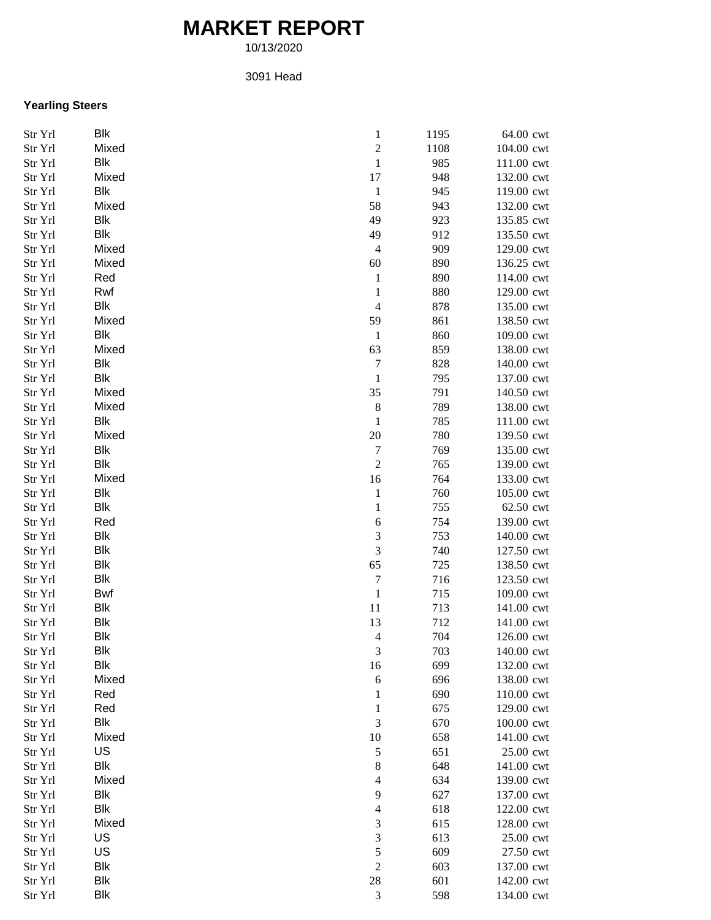# MARKET REPORT

10/13/2020

3091 Head

### Yearling Steers

| | | | | |
|---|---|---|---|---|
| Str Yrl | Blk | 1 | 1195 | 64.00 cwt |
| Str Yrl | Mixed | 2 | 1108 | 104.00 cwt |
| Str Yrl | Blk | 1 | 985 | 111.00 cwt |
| Str Yrl | Mixed | 17 | 948 | 132.00 cwt |
| Str Yrl | Blk | 1 | 945 | 119.00 cwt |
| Str Yrl | Mixed | 58 | 943 | 132.00 cwt |
| Str Yrl | Blk | 49 | 923 | 135.85 cwt |
| Str Yrl | Blk | 49 | 912 | 135.50 cwt |
| Str Yrl | Mixed | 4 | 909 | 129.00 cwt |
| Str Yrl | Mixed | 60 | 890 | 136.25 cwt |
| Str Yrl | Red | 1 | 890 | 114.00 cwt |
| Str Yrl | Rwf | 1 | 880 | 129.00 cwt |
| Str Yrl | Blk | 4 | 878 | 135.00 cwt |
| Str Yrl | Mixed | 59 | 861 | 138.50 cwt |
| Str Yrl | Blk | 1 | 860 | 109.00 cwt |
| Str Yrl | Mixed | 63 | 859 | 138.00 cwt |
| Str Yrl | Blk | 7 | 828 | 140.00 cwt |
| Str Yrl | Blk | 1 | 795 | 137.00 cwt |
| Str Yrl | Mixed | 35 | 791 | 140.50 cwt |
| Str Yrl | Mixed | 8 | 789 | 138.00 cwt |
| Str Yrl | Blk | 1 | 785 | 111.00 cwt |
| Str Yrl | Mixed | 20 | 780 | 139.50 cwt |
| Str Yrl | Blk | 7 | 769 | 135.00 cwt |
| Str Yrl | Blk | 2 | 765 | 139.00 cwt |
| Str Yrl | Mixed | 16 | 764 | 133.00 cwt |
| Str Yrl | Blk | 1 | 760 | 105.00 cwt |
| Str Yrl | Blk | 1 | 755 | 62.50 cwt |
| Str Yrl | Red | 6 | 754 | 139.00 cwt |
| Str Yrl | Blk | 3 | 753 | 140.00 cwt |
| Str Yrl | Blk | 3 | 740 | 127.50 cwt |
| Str Yrl | Blk | 65 | 725 | 138.50 cwt |
| Str Yrl | Blk | 7 | 716 | 123.50 cwt |
| Str Yrl | Bwf | 1 | 715 | 109.00 cwt |
| Str Yrl | Blk | 11 | 713 | 141.00 cwt |
| Str Yrl | Blk | 13 | 712 | 141.00 cwt |
| Str Yrl | Blk | 4 | 704 | 126.00 cwt |
| Str Yrl | Blk | 3 | 703 | 140.00 cwt |
| Str Yrl | Blk | 16 | 699 | 132.00 cwt |
| Str Yrl | Mixed | 6 | 696 | 138.00 cwt |
| Str Yrl | Red | 1 | 690 | 110.00 cwt |
| Str Yrl | Red | 1 | 675 | 129.00 cwt |
| Str Yrl | Blk | 3 | 670 | 100.00 cwt |
| Str Yrl | Mixed | 10 | 658 | 141.00 cwt |
| Str Yrl | US | 5 | 651 | 25.00 cwt |
| Str Yrl | Blk | 8 | 648 | 141.00 cwt |
| Str Yrl | Mixed | 4 | 634 | 139.00 cwt |
| Str Yrl | Blk | 9 | 627 | 137.00 cwt |
| Str Yrl | Blk | 4 | 618 | 122.00 cwt |
| Str Yrl | Mixed | 3 | 615 | 128.00 cwt |
| Str Yrl | US | 3 | 613 | 25.00 cwt |
| Str Yrl | US | 5 | 609 | 27.50 cwt |
| Str Yrl | Blk | 2 | 603 | 137.00 cwt |
| Str Yrl | Blk | 28 | 601 | 142.00 cwt |
| Str Yrl | Blk | 3 | 598 | 134.00 cwt |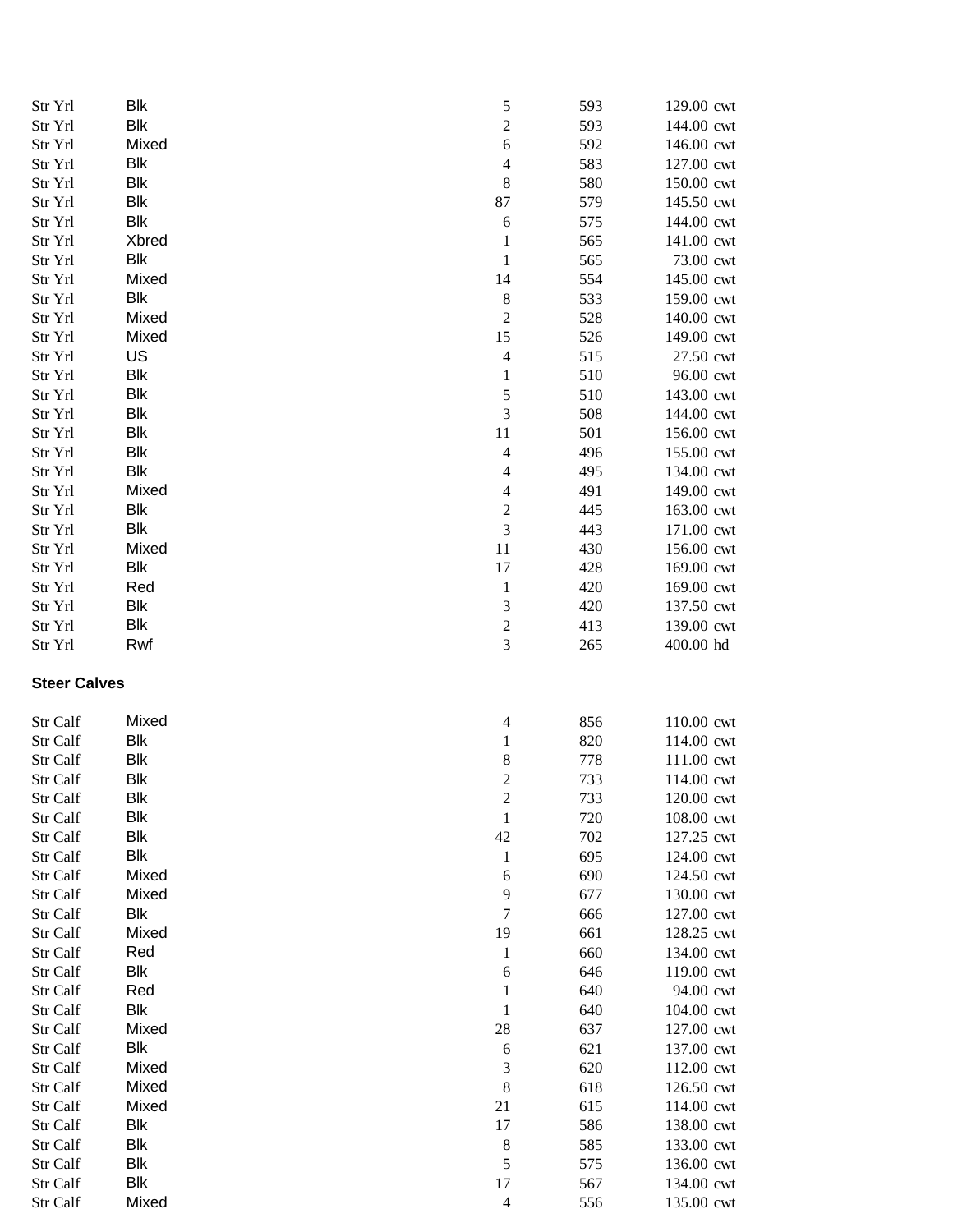| | | | | | |
|---|---|---|---|---|---|
| Str Yrl | Blk | 5 | 593 | 129.00 | cwt |
| Str Yrl | Blk | 2 | 593 | 144.00 | cwt |
| Str Yrl | Mixed | 6 | 592 | 146.00 | cwt |
| Str Yrl | Blk | 4 | 583 | 127.00 | cwt |
| Str Yrl | Blk | 8 | 580 | 150.00 | cwt |
| Str Yrl | Blk | 87 | 579 | 145.50 | cwt |
| Str Yrl | Blk | 6 | 575 | 144.00 | cwt |
| Str Yrl | Xbred | 1 | 565 | 141.00 | cwt |
| Str Yrl | Blk | 1 | 565 | 73.00 | cwt |
| Str Yrl | Mixed | 14 | 554 | 145.00 | cwt |
| Str Yrl | Blk | 8 | 533 | 159.00 | cwt |
| Str Yrl | Mixed | 2 | 528 | 140.00 | cwt |
| Str Yrl | Mixed | 15 | 526 | 149.00 | cwt |
| Str Yrl | US | 4 | 515 | 27.50 | cwt |
| Str Yrl | Blk | 1 | 510 | 96.00 | cwt |
| Str Yrl | Blk | 5 | 510 | 143.00 | cwt |
| Str Yrl | Blk | 3 | 508 | 144.00 | cwt |
| Str Yrl | Blk | 11 | 501 | 156.00 | cwt |
| Str Yrl | Blk | 4 | 496 | 155.00 | cwt |
| Str Yrl | Blk | 4 | 495 | 134.00 | cwt |
| Str Yrl | Mixed | 4 | 491 | 149.00 | cwt |
| Str Yrl | Blk | 2 | 445 | 163.00 | cwt |
| Str Yrl | Blk | 3 | 443 | 171.00 | cwt |
| Str Yrl | Mixed | 11 | 430 | 156.00 | cwt |
| Str Yrl | Blk | 17 | 428 | 169.00 | cwt |
| Str Yrl | Red | 1 | 420 | 169.00 | cwt |
| Str Yrl | Blk | 3 | 420 | 137.50 | cwt |
| Str Yrl | Blk | 2 | 413 | 139.00 | cwt |
| Str Yrl | Rwf | 3 | 265 | 400.00 | hd |

**Steer Calves**

| | | | | | |
|---|---|---|---|---|---|
| Str Calf | Mixed | 4 | 856 | 110.00 | cwt |
| Str Calf | Blk | 1 | 820 | 114.00 | cwt |
| Str Calf | Blk | 8 | 778 | 111.00 | cwt |
| Str Calf | Blk | 2 | 733 | 114.00 | cwt |
| Str Calf | Blk | 2 | 733 | 120.00 | cwt |
| Str Calf | Blk | 1 | 720 | 108.00 | cwt |
| Str Calf | Blk | 42 | 702 | 127.25 | cwt |
| Str Calf | Blk | 1 | 695 | 124.00 | cwt |
| Str Calf | Mixed | 6 | 690 | 124.50 | cwt |
| Str Calf | Mixed | 9 | 677 | 130.00 | cwt |
| Str Calf | Blk | 7 | 666 | 127.00 | cwt |
| Str Calf | Mixed | 19 | 661 | 128.25 | cwt |
| Str Calf | Red | 1 | 660 | 134.00 | cwt |
| Str Calf | Blk | 6 | 646 | 119.00 | cwt |
| Str Calf | Red | 1 | 640 | 94.00 | cwt |
| Str Calf | Blk | 1 | 640 | 104.00 | cwt |
| Str Calf | Mixed | 28 | 637 | 127.00 | cwt |
| Str Calf | Blk | 6 | 621 | 137.00 | cwt |
| Str Calf | Mixed | 3 | 620 | 112.00 | cwt |
| Str Calf | Mixed | 8 | 618 | 126.50 | cwt |
| Str Calf | Mixed | 21 | 615 | 114.00 | cwt |
| Str Calf | Blk | 17 | 586 | 138.00 | cwt |
| Str Calf | Blk | 8 | 585 | 133.00 | cwt |
| Str Calf | Blk | 5 | 575 | 136.00 | cwt |
| Str Calf | Blk | 17 | 567 | 134.00 | cwt |
| Str Calf | Mixed | 4 | 556 | 135.00 | cwt |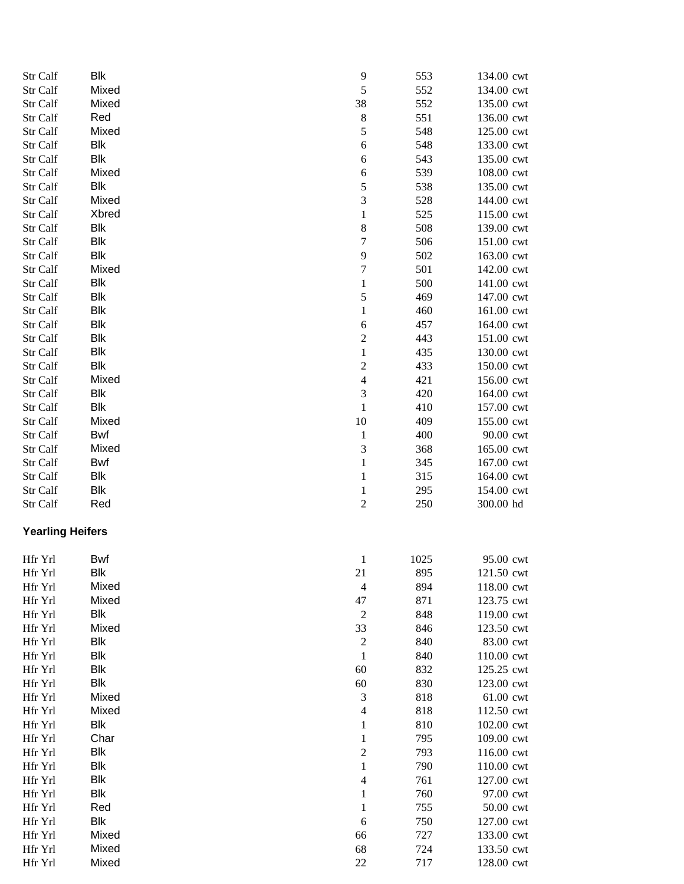| | | | | | |
|---|---|---|---|---|---|
| Str Calf | Blk | 9 | 553 | 134.00 | cwt |
| Str Calf | Mixed | 5 | 552 | 134.00 | cwt |
| Str Calf | Mixed | 38 | 552 | 135.00 | cwt |
| Str Calf | Red | 8 | 551 | 136.00 | cwt |
| Str Calf | Mixed | 5 | 548 | 125.00 | cwt |
| Str Calf | Blk | 6 | 548 | 133.00 | cwt |
| Str Calf | Blk | 6 | 543 | 135.00 | cwt |
| Str Calf | Mixed | 6 | 539 | 108.00 | cwt |
| Str Calf | Blk | 5 | 538 | 135.00 | cwt |
| Str Calf | Mixed | 3 | 528 | 144.00 | cwt |
| Str Calf | Xbred | 1 | 525 | 115.00 | cwt |
| Str Calf | Blk | 8 | 508 | 139.00 | cwt |
| Str Calf | Blk | 7 | 506 | 151.00 | cwt |
| Str Calf | Blk | 9 | 502 | 163.00 | cwt |
| Str Calf | Mixed | 7 | 501 | 142.00 | cwt |
| Str Calf | Blk | 1 | 500 | 141.00 | cwt |
| Str Calf | Blk | 5 | 469 | 147.00 | cwt |
| Str Calf | Blk | 1 | 460 | 161.00 | cwt |
| Str Calf | Blk | 6 | 457 | 164.00 | cwt |
| Str Calf | Blk | 2 | 443 | 151.00 | cwt |
| Str Calf | Blk | 1 | 435 | 130.00 | cwt |
| Str Calf | Blk | 2 | 433 | 150.00 | cwt |
| Str Calf | Mixed | 4 | 421 | 156.00 | cwt |
| Str Calf | Blk | 3 | 420 | 164.00 | cwt |
| Str Calf | Blk | 1 | 410 | 157.00 | cwt |
| Str Calf | Mixed | 10 | 409 | 155.00 | cwt |
| Str Calf | Bwf | 1 | 400 | 90.00 | cwt |
| Str Calf | Mixed | 3 | 368 | 165.00 | cwt |
| Str Calf | Bwf | 1 | 345 | 167.00 | cwt |
| Str Calf | Blk | 1 | 315 | 164.00 | cwt |
| Str Calf | Blk | 1 | 295 | 154.00 | cwt |
| Str Calf | Red | 2 | 250 | 300.00 | hd |

**Yearling Heifers**

| | | | | | |
|---|---|---|---|---|---|
| Hfr Yrl | Bwf | 1 | 1025 | 95.00 | cwt |
| Hfr Yrl | Blk | 21 | 895 | 121.50 | cwt |
| Hfr Yrl | Mixed | 4 | 894 | 118.00 | cwt |
| Hfr Yrl | Mixed | 47 | 871 | 123.75 | cwt |
| Hfr Yrl | Blk | 2 | 848 | 119.00 | cwt |
| Hfr Yrl | Mixed | 33 | 846 | 123.50 | cwt |
| Hfr Yrl | Blk | 2 | 840 | 83.00 | cwt |
| Hfr Yrl | Blk | 1 | 840 | 110.00 | cwt |
| Hfr Yrl | Blk | 60 | 832 | 125.25 | cwt |
| Hfr Yrl | Blk | 60 | 830 | 123.00 | cwt |
| Hfr Yrl | Mixed | 3 | 818 | 61.00 | cwt |
| Hfr Yrl | Mixed | 4 | 818 | 112.50 | cwt |
| Hfr Yrl | Blk | 1 | 810 | 102.00 | cwt |
| Hfr Yrl | Char | 1 | 795 | 109.00 | cwt |
| Hfr Yrl | Blk | 2 | 793 | 116.00 | cwt |
| Hfr Yrl | Blk | 1 | 790 | 110.00 | cwt |
| Hfr Yrl | Blk | 4 | 761 | 127.00 | cwt |
| Hfr Yrl | Blk | 1 | 760 | 97.00 | cwt |
| Hfr Yrl | Red | 1 | 755 | 50.00 | cwt |
| Hfr Yrl | Blk | 6 | 750 | 127.00 | cwt |
| Hfr Yrl | Mixed | 66 | 727 | 133.00 | cwt |
| Hfr Yrl | Mixed | 68 | 724 | 133.50 | cwt |
| Hfr Yrl | Mixed | 22 | 717 | 128.00 | cwt |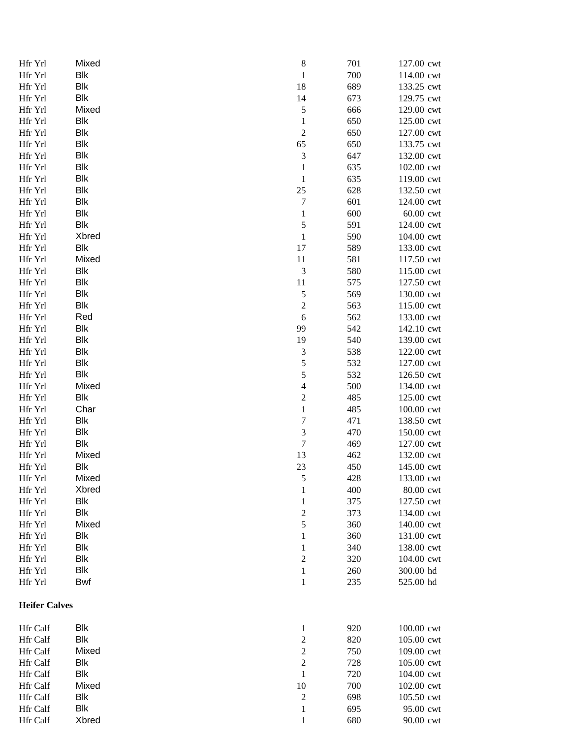| | | | | |
|---|---|---|---|---|
| Hfr Yrl | Mixed | 8 | 701 | 127.00 cwt |
| Hfr Yrl | Blk | 1 | 700 | 114.00 cwt |
| Hfr Yrl | Blk | 18 | 689 | 133.25 cwt |
| Hfr Yrl | Blk | 14 | 673 | 129.75 cwt |
| Hfr Yrl | Mixed | 5 | 666 | 129.00 cwt |
| Hfr Yrl | Blk | 1 | 650 | 125.00 cwt |
| Hfr Yrl | Blk | 2 | 650 | 127.00 cwt |
| Hfr Yrl | Blk | 65 | 650 | 133.75 cwt |
| Hfr Yrl | Blk | 3 | 647 | 132.00 cwt |
| Hfr Yrl | Blk | 1 | 635 | 102.00 cwt |
| Hfr Yrl | Blk | 1 | 635 | 119.00 cwt |
| Hfr Yrl | Blk | 25 | 628 | 132.50 cwt |
| Hfr Yrl | Blk | 7 | 601 | 124.00 cwt |
| Hfr Yrl | Blk | 1 | 600 | 60.00 cwt |
| Hfr Yrl | Blk | 5 | 591 | 124.00 cwt |
| Hfr Yrl | Xbred | 1 | 590 | 104.00 cwt |
| Hfr Yrl | Blk | 17 | 589 | 133.00 cwt |
| Hfr Yrl | Mixed | 11 | 581 | 117.50 cwt |
| Hfr Yrl | Blk | 3 | 580 | 115.00 cwt |
| Hfr Yrl | Blk | 11 | 575 | 127.50 cwt |
| Hfr Yrl | Blk | 5 | 569 | 130.00 cwt |
| Hfr Yrl | Blk | 2 | 563 | 115.00 cwt |
| Hfr Yrl | Red | 6 | 562 | 133.00 cwt |
| Hfr Yrl | Blk | 99 | 542 | 142.10 cwt |
| Hfr Yrl | Blk | 19 | 540 | 139.00 cwt |
| Hfr Yrl | Blk | 3 | 538 | 122.00 cwt |
| Hfr Yrl | Blk | 5 | 532 | 127.00 cwt |
| Hfr Yrl | Blk | 5 | 532 | 126.50 cwt |
| Hfr Yrl | Mixed | 4 | 500 | 134.00 cwt |
| Hfr Yrl | Blk | 2 | 485 | 125.00 cwt |
| Hfr Yrl | Char | 1 | 485 | 100.00 cwt |
| Hfr Yrl | Blk | 7 | 471 | 138.50 cwt |
| Hfr Yrl | Blk | 3 | 470 | 150.00 cwt |
| Hfr Yrl | Blk | 7 | 469 | 127.00 cwt |
| Hfr Yrl | Mixed | 13 | 462 | 132.00 cwt |
| Hfr Yrl | Blk | 23 | 450 | 145.00 cwt |
| Hfr Yrl | Mixed | 5 | 428 | 133.00 cwt |
| Hfr Yrl | Xbred | 1 | 400 | 80.00 cwt |
| Hfr Yrl | Blk | 1 | 375 | 127.50 cwt |
| Hfr Yrl | Blk | 2 | 373 | 134.00 cwt |
| Hfr Yrl | Mixed | 5 | 360 | 140.00 cwt |
| Hfr Yrl | Blk | 1 | 360 | 131.00 cwt |
| Hfr Yrl | Blk | 1 | 340 | 138.00 cwt |
| Hfr Yrl | Blk | 2 | 320 | 104.00 cwt |
| Hfr Yrl | Blk | 1 | 260 | 300.00 hd |
| Hfr Yrl | Bwf | 1 | 235 | 525.00 hd |

**Heifer Calves**

| | | | | |
|---|---|---|---|---|
| Hfr Calf | Blk | 1 | 920 | 100.00 cwt |
| Hfr Calf | Blk | 2 | 820 | 105.00 cwt |
| Hfr Calf | Mixed | 2 | 750 | 109.00 cwt |
| Hfr Calf | Blk | 2 | 728 | 105.00 cwt |
| Hfr Calf | Blk | 1 | 720 | 104.00 cwt |
| Hfr Calf | Mixed | 10 | 700 | 102.00 cwt |
| Hfr Calf | Blk | 2 | 698 | 105.50 cwt |
| Hfr Calf | Blk | 1 | 695 | 95.00 cwt |
| Hfr Calf | Xbred | 1 | 680 | 90.00 cwt |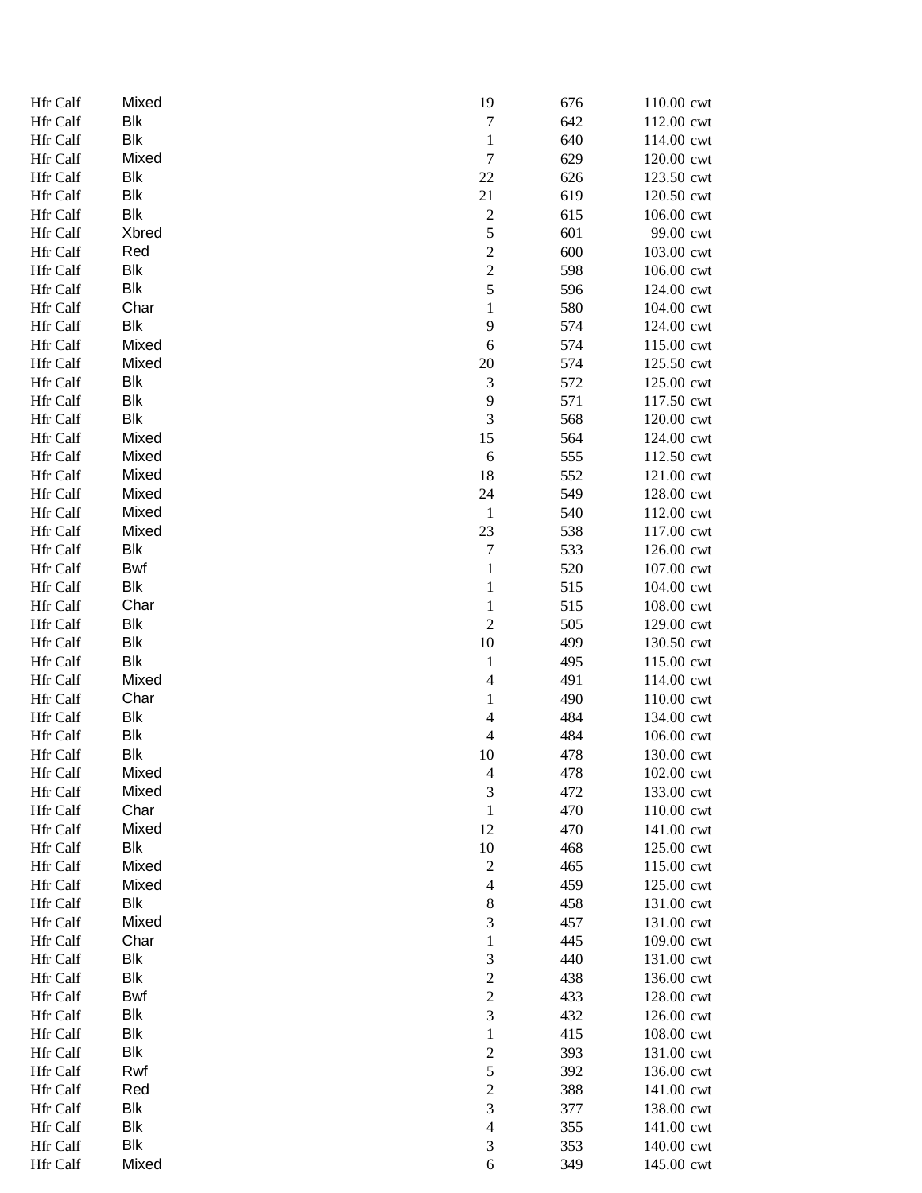| | | | | | |
|---|---|---|---|---|---|
| Hfr Calf | Mixed | 19 | 676 | 110.00 | cwt |
| Hfr Calf | Blk | 7 | 642 | 112.00 | cwt |
| Hfr Calf | Blk | 1 | 640 | 114.00 | cwt |
| Hfr Calf | Mixed | 7 | 629 | 120.00 | cwt |
| Hfr Calf | Blk | 22 | 626 | 123.50 | cwt |
| Hfr Calf | Blk | 21 | 619 | 120.50 | cwt |
| Hfr Calf | Blk | 2 | 615 | 106.00 | cwt |
| Hfr Calf | Xbred | 5 | 601 | 99.00 | cwt |
| Hfr Calf | Red | 2 | 600 | 103.00 | cwt |
| Hfr Calf | Blk | 2 | 598 | 106.00 | cwt |
| Hfr Calf | Blk | 5 | 596 | 124.00 | cwt |
| Hfr Calf | Char | 1 | 580 | 104.00 | cwt |
| Hfr Calf | Blk | 9 | 574 | 124.00 | cwt |
| Hfr Calf | Mixed | 6 | 574 | 115.00 | cwt |
| Hfr Calf | Mixed | 20 | 574 | 125.50 | cwt |
| Hfr Calf | Blk | 3 | 572 | 125.00 | cwt |
| Hfr Calf | Blk | 9 | 571 | 117.50 | cwt |
| Hfr Calf | Blk | 3 | 568 | 120.00 | cwt |
| Hfr Calf | Mixed | 15 | 564 | 124.00 | cwt |
| Hfr Calf | Mixed | 6 | 555 | 112.50 | cwt |
| Hfr Calf | Mixed | 18 | 552 | 121.00 | cwt |
| Hfr Calf | Mixed | 24 | 549 | 128.00 | cwt |
| Hfr Calf | Mixed | 1 | 540 | 112.00 | cwt |
| Hfr Calf | Mixed | 23 | 538 | 117.00 | cwt |
| Hfr Calf | Blk | 7 | 533 | 126.00 | cwt |
| Hfr Calf | Bwf | 1 | 520 | 107.00 | cwt |
| Hfr Calf | Blk | 1 | 515 | 104.00 | cwt |
| Hfr Calf | Char | 1 | 515 | 108.00 | cwt |
| Hfr Calf | Blk | 2 | 505 | 129.00 | cwt |
| Hfr Calf | Blk | 10 | 499 | 130.50 | cwt |
| Hfr Calf | Blk | 1 | 495 | 115.00 | cwt |
| Hfr Calf | Mixed | 4 | 491 | 114.00 | cwt |
| Hfr Calf | Char | 1 | 490 | 110.00 | cwt |
| Hfr Calf | Blk | 4 | 484 | 134.00 | cwt |
| Hfr Calf | Blk | 4 | 484 | 106.00 | cwt |
| Hfr Calf | Blk | 10 | 478 | 130.00 | cwt |
| Hfr Calf | Mixed | 4 | 478 | 102.00 | cwt |
| Hfr Calf | Mixed | 3 | 472 | 133.00 | cwt |
| Hfr Calf | Char | 1 | 470 | 110.00 | cwt |
| Hfr Calf | Mixed | 12 | 470 | 141.00 | cwt |
| Hfr Calf | Blk | 10 | 468 | 125.00 | cwt |
| Hfr Calf | Mixed | 2 | 465 | 115.00 | cwt |
| Hfr Calf | Mixed | 4 | 459 | 125.00 | cwt |
| Hfr Calf | Blk | 8 | 458 | 131.00 | cwt |
| Hfr Calf | Mixed | 3 | 457 | 131.00 | cwt |
| Hfr Calf | Char | 1 | 445 | 109.00 | cwt |
| Hfr Calf | Blk | 3 | 440 | 131.00 | cwt |
| Hfr Calf | Blk | 2 | 438 | 136.00 | cwt |
| Hfr Calf | Bwf | 2 | 433 | 128.00 | cwt |
| Hfr Calf | Blk | 3 | 432 | 126.00 | cwt |
| Hfr Calf | Blk | 1 | 415 | 108.00 | cwt |
| Hfr Calf | Blk | 2 | 393 | 131.00 | cwt |
| Hfr Calf | Rwf | 5 | 392 | 136.00 | cwt |
| Hfr Calf | Red | 2 | 388 | 141.00 | cwt |
| Hfr Calf | Blk | 3 | 377 | 138.00 | cwt |
| Hfr Calf | Blk | 4 | 355 | 141.00 | cwt |
| Hfr Calf | Blk | 3 | 353 | 140.00 | cwt |
| Hfr Calf | Mixed | 6 | 349 | 145.00 | cwt |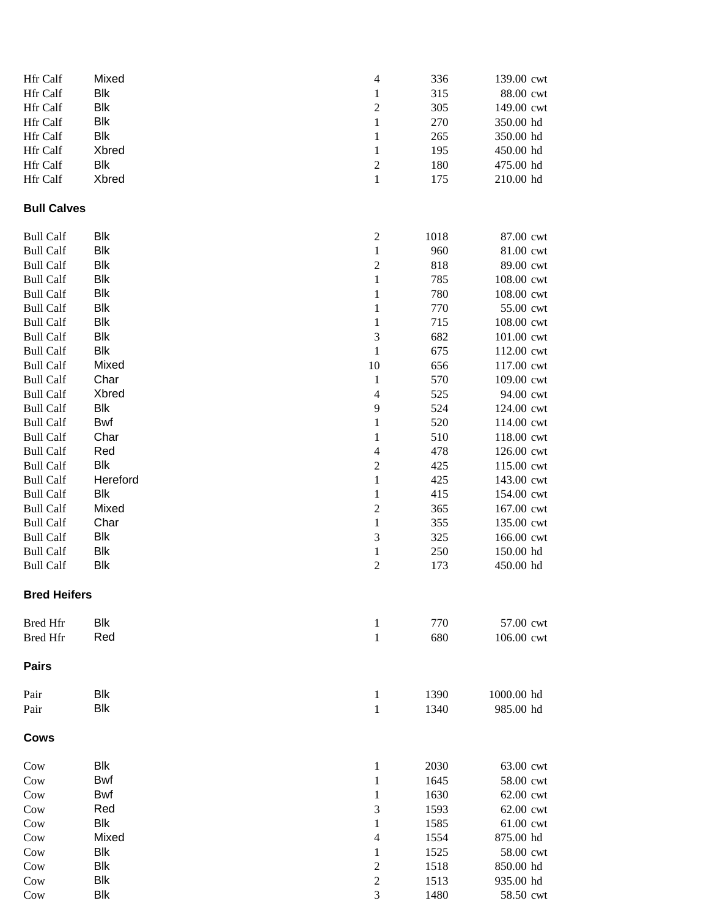| | | | | | |
|---|---|---|---|---|---|
| Hfr Calf | Mixed | 4 | 336 | 139.00 | cwt |
| Hfr Calf | Blk | 1 | 315 | 88.00 | cwt |
| Hfr Calf | Blk | 2 | 305 | 149.00 | cwt |
| Hfr Calf | Blk | 1 | 270 | 350.00 | hd |
| Hfr Calf | Blk | 1 | 265 | 350.00 | hd |
| Hfr Calf | Xbred | 1 | 195 | 450.00 | hd |
| Hfr Calf | Blk | 2 | 180 | 475.00 | hd |
| Hfr Calf | Xbred | 1 | 175 | 210.00 | hd |

**Bull Calves**

| | | | | | |
|---|---|---|---|---|---|
| Bull Calf | Blk | 2 | 1018 | 87.00 | cwt |
| Bull Calf | Blk | 1 | 960 | 81.00 | cwt |
| Bull Calf | Blk | 2 | 818 | 89.00 | cwt |
| Bull Calf | Blk | 1 | 785 | 108.00 | cwt |
| Bull Calf | Blk | 1 | 780 | 108.00 | cwt |
| Bull Calf | Blk | 1 | 770 | 55.00 | cwt |
| Bull Calf | Blk | 1 | 715 | 108.00 | cwt |
| Bull Calf | Blk | 3 | 682 | 101.00 | cwt |
| Bull Calf | Blk | 1 | 675 | 112.00 | cwt |
| Bull Calf | Mixed | 10 | 656 | 117.00 | cwt |
| Bull Calf | Char | 1 | 570 | 109.00 | cwt |
| Bull Calf | Xbred | 4 | 525 | 94.00 | cwt |
| Bull Calf | Blk | 9 | 524 | 124.00 | cwt |
| Bull Calf | Bwf | 1 | 520 | 114.00 | cwt |
| Bull Calf | Char | 1 | 510 | 118.00 | cwt |
| Bull Calf | Red | 4 | 478 | 126.00 | cwt |
| Bull Calf | Blk | 2 | 425 | 115.00 | cwt |
| Bull Calf | Hereford | 1 | 425 | 143.00 | cwt |
| Bull Calf | Blk | 1 | 415 | 154.00 | cwt |
| Bull Calf | Mixed | 2 | 365 | 167.00 | cwt |
| Bull Calf | Char | 1 | 355 | 135.00 | cwt |
| Bull Calf | Blk | 3 | 325 | 166.00 | cwt |
| Bull Calf | Blk | 1 | 250 | 150.00 | hd |
| Bull Calf | Blk | 2 | 173 | 450.00 | hd |

**Bred Heifers**

| | | | | | |
|---|---|---|---|---|---|
| Bred Hfr | Blk | 1 | 770 | 57.00 | cwt |
| Bred Hfr | Red | 1 | 680 | 106.00 | cwt |

**Pairs**

| | | | | | |
|---|---|---|---|---|---|
| Pair | Blk | 1 | 1390 | 1000.00 | hd |
| Pair | Blk | 1 | 1340 | 985.00 | hd |

**Cows**

| | | | | | |
|---|---|---|---|---|---|
| Cow | Blk | 1 | 2030 | 63.00 | cwt |
| Cow | Bwf | 1 | 1645 | 58.00 | cwt |
| Cow | Bwf | 1 | 1630 | 62.00 | cwt |
| Cow | Red | 3 | 1593 | 62.00 | cwt |
| Cow | Blk | 1 | 1585 | 61.00 | cwt |
| Cow | Mixed | 4 | 1554 | 875.00 | hd |
| Cow | Blk | 1 | 1525 | 58.00 | cwt |
| Cow | Blk | 2 | 1518 | 850.00 | hd |
| Cow | Blk | 2 | 1513 | 935.00 | hd |
| Cow | Blk | 3 | 1480 | 58.50 | cwt |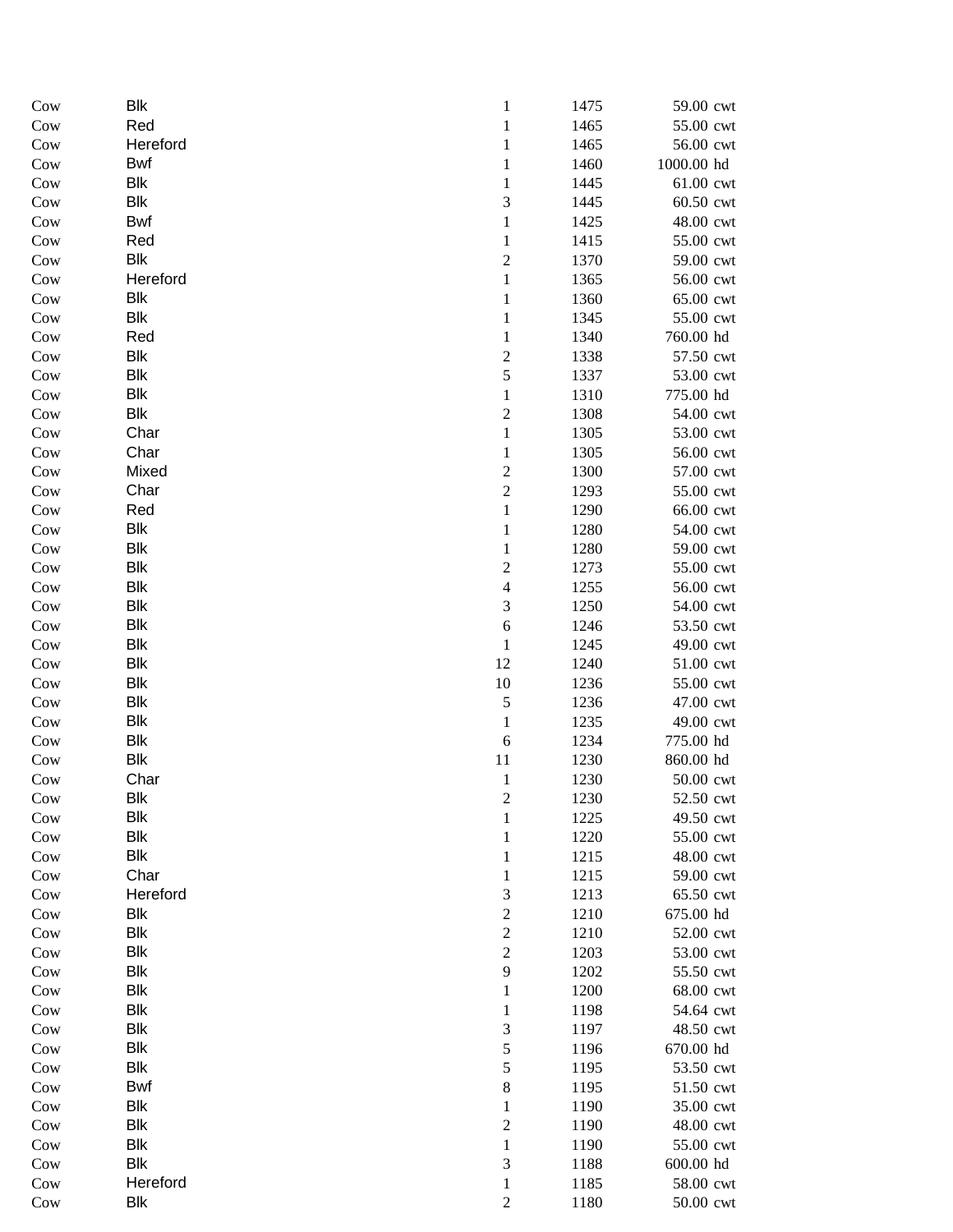| | | | | | |
|---|---|---|---|---|---|
| Cow | Blk | 1 | 1475 | 59.00 | cwt |
| Cow | Red | 1 | 1465 | 55.00 | cwt |
| Cow | Hereford | 1 | 1465 | 56.00 | cwt |
| Cow | Bwf | 1 | 1460 | 1000.00 | hd |
| Cow | Blk | 1 | 1445 | 61.00 | cwt |
| Cow | Blk | 3 | 1445 | 60.50 | cwt |
| Cow | Bwf | 1 | 1425 | 48.00 | cwt |
| Cow | Red | 1 | 1415 | 55.00 | cwt |
| Cow | Blk | 2 | 1370 | 59.00 | cwt |
| Cow | Hereford | 1 | 1365 | 56.00 | cwt |
| Cow | Blk | 1 | 1360 | 65.00 | cwt |
| Cow | Blk | 1 | 1345 | 55.00 | cwt |
| Cow | Red | 1 | 1340 | 760.00 | hd |
| Cow | Blk | 2 | 1338 | 57.50 | cwt |
| Cow | Blk | 5 | 1337 | 53.00 | cwt |
| Cow | Blk | 1 | 1310 | 775.00 | hd |
| Cow | Blk | 2 | 1308 | 54.00 | cwt |
| Cow | Char | 1 | 1305 | 53.00 | cwt |
| Cow | Char | 1 | 1305 | 56.00 | cwt |
| Cow | Mixed | 2 | 1300 | 57.00 | cwt |
| Cow | Char | 2 | 1293 | 55.00 | cwt |
| Cow | Red | 1 | 1290 | 66.00 | cwt |
| Cow | Blk | 1 | 1280 | 54.00 | cwt |
| Cow | Blk | 1 | 1280 | 59.00 | cwt |
| Cow | Blk | 2 | 1273 | 55.00 | cwt |
| Cow | Blk | 4 | 1255 | 56.00 | cwt |
| Cow | Blk | 3 | 1250 | 54.00 | cwt |
| Cow | Blk | 6 | 1246 | 53.50 | cwt |
| Cow | Blk | 1 | 1245 | 49.00 | cwt |
| Cow | Blk | 12 | 1240 | 51.00 | cwt |
| Cow | Blk | 10 | 1236 | 55.00 | cwt |
| Cow | Blk | 5 | 1236 | 47.00 | cwt |
| Cow | Blk | 1 | 1235 | 49.00 | cwt |
| Cow | Blk | 6 | 1234 | 775.00 | hd |
| Cow | Blk | 11 | 1230 | 860.00 | hd |
| Cow | Char | 1 | 1230 | 50.00 | cwt |
| Cow | Blk | 2 | 1230 | 52.50 | cwt |
| Cow | Blk | 1 | 1225 | 49.50 | cwt |
| Cow | Blk | 1 | 1220 | 55.00 | cwt |
| Cow | Blk | 1 | 1215 | 48.00 | cwt |
| Cow | Char | 1 | 1215 | 59.00 | cwt |
| Cow | Hereford | 3 | 1213 | 65.50 | cwt |
| Cow | Blk | 2 | 1210 | 675.00 | hd |
| Cow | Blk | 2 | 1210 | 52.00 | cwt |
| Cow | Blk | 2 | 1203 | 53.00 | cwt |
| Cow | Blk | 9 | 1202 | 55.50 | cwt |
| Cow | Blk | 1 | 1200 | 68.00 | cwt |
| Cow | Blk | 1 | 1198 | 54.64 | cwt |
| Cow | Blk | 3 | 1197 | 48.50 | cwt |
| Cow | Blk | 5 | 1196 | 670.00 | hd |
| Cow | Blk | 5 | 1195 | 53.50 | cwt |
| Cow | Bwf | 8 | 1195 | 51.50 | cwt |
| Cow | Blk | 1 | 1190 | 35.00 | cwt |
| Cow | Blk | 2 | 1190 | 48.00 | cwt |
| Cow | Blk | 1 | 1190 | 55.00 | cwt |
| Cow | Blk | 3 | 1188 | 600.00 | hd |
| Cow | Hereford | 1 | 1185 | 58.00 | cwt |
| Cow | Blk | 2 | 1180 | 50.00 | cwt |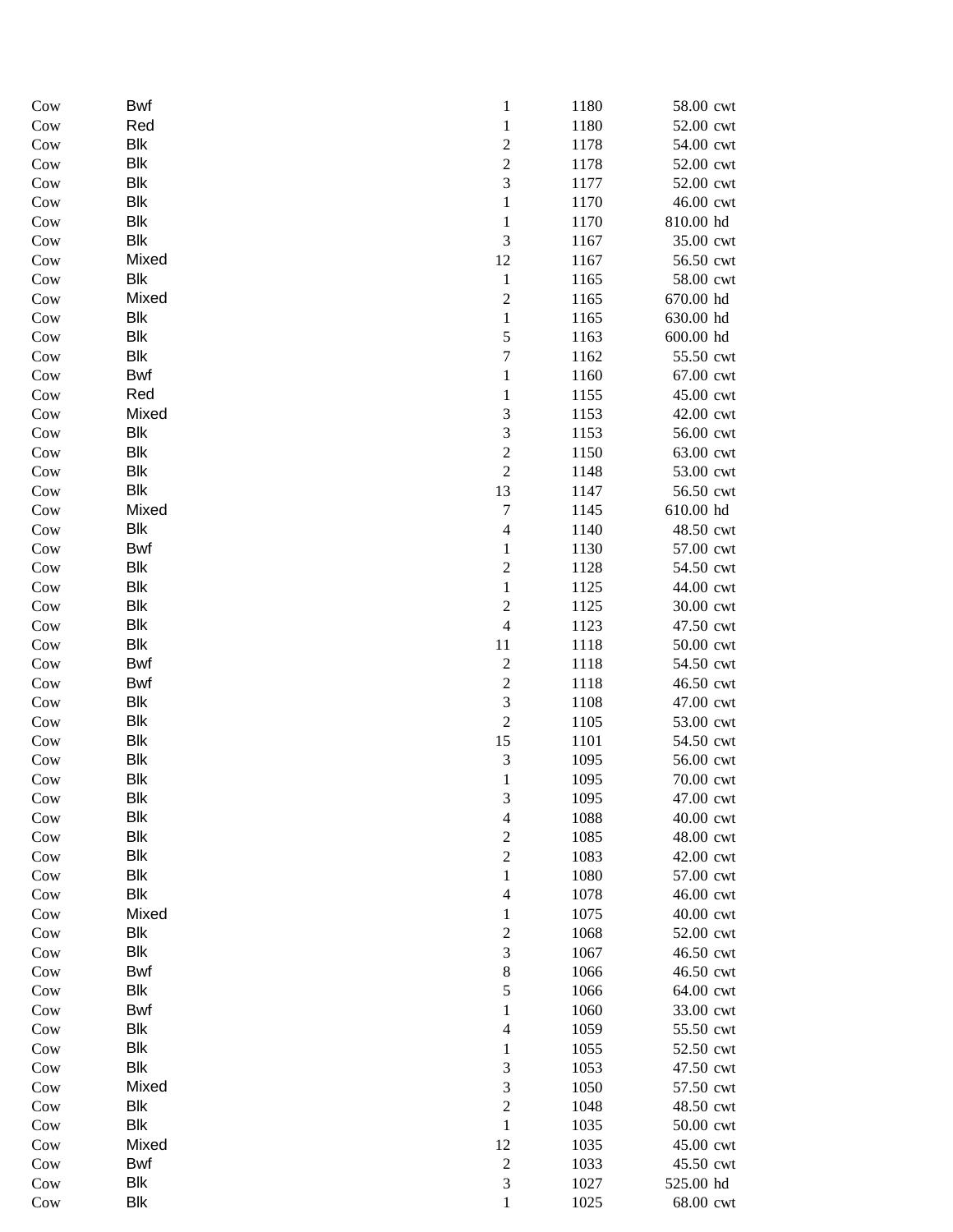| | | | | | |
|---|---|---|---|---|---|
| Cow | Bwf | 1 | 1180 | 58.00 | cwt |
| Cow | Red | 1 | 1180 | 52.00 | cwt |
| Cow | Blk | 2 | 1178 | 54.00 | cwt |
| Cow | Blk | 2 | 1178 | 52.00 | cwt |
| Cow | Blk | 3 | 1177 | 52.00 | cwt |
| Cow | Blk | 1 | 1170 | 46.00 | cwt |
| Cow | Blk | 1 | 1170 | 810.00 | hd |
| Cow | Blk | 3 | 1167 | 35.00 | cwt |
| Cow | Mixed | 12 | 1167 | 56.50 | cwt |
| Cow | Blk | 1 | 1165 | 58.00 | cwt |
| Cow | Mixed | 2 | 1165 | 670.00 | hd |
| Cow | Blk | 1 | 1165 | 630.00 | hd |
| Cow | Blk | 5 | 1163 | 600.00 | hd |
| Cow | Blk | 7 | 1162 | 55.50 | cwt |
| Cow | Bwf | 1 | 1160 | 67.00 | cwt |
| Cow | Red | 1 | 1155 | 45.00 | cwt |
| Cow | Mixed | 3 | 1153 | 42.00 | cwt |
| Cow | Blk | 3 | 1153 | 56.00 | cwt |
| Cow | Blk | 2 | 1150 | 63.00 | cwt |
| Cow | Blk | 2 | 1148 | 53.00 | cwt |
| Cow | Blk | 13 | 1147 | 56.50 | cwt |
| Cow | Mixed | 7 | 1145 | 610.00 | hd |
| Cow | Blk | 4 | 1140 | 48.50 | cwt |
| Cow | Bwf | 1 | 1130 | 57.00 | cwt |
| Cow | Blk | 2 | 1128 | 54.50 | cwt |
| Cow | Blk | 1 | 1125 | 44.00 | cwt |
| Cow | Blk | 2 | 1125 | 30.00 | cwt |
| Cow | Blk | 4 | 1123 | 47.50 | cwt |
| Cow | Blk | 11 | 1118 | 50.00 | cwt |
| Cow | Bwf | 2 | 1118 | 54.50 | cwt |
| Cow | Bwf | 2 | 1118 | 46.50 | cwt |
| Cow | Blk | 3 | 1108 | 47.00 | cwt |
| Cow | Blk | 2 | 1105 | 53.00 | cwt |
| Cow | Blk | 15 | 1101 | 54.50 | cwt |
| Cow | Blk | 3 | 1095 | 56.00 | cwt |
| Cow | Blk | 1 | 1095 | 70.00 | cwt |
| Cow | Blk | 3 | 1095 | 47.00 | cwt |
| Cow | Blk | 4 | 1088 | 40.00 | cwt |
| Cow | Blk | 2 | 1085 | 48.00 | cwt |
| Cow | Blk | 2 | 1083 | 42.00 | cwt |
| Cow | Blk | 1 | 1080 | 57.00 | cwt |
| Cow | Blk | 4 | 1078 | 46.00 | cwt |
| Cow | Mixed | 1 | 1075 | 40.00 | cwt |
| Cow | Blk | 2 | 1068 | 52.00 | cwt |
| Cow | Blk | 3 | 1067 | 46.50 | cwt |
| Cow | Bwf | 8 | 1066 | 46.50 | cwt |
| Cow | Blk | 5 | 1066 | 64.00 | cwt |
| Cow | Bwf | 1 | 1060 | 33.00 | cwt |
| Cow | Blk | 4 | 1059 | 55.50 | cwt |
| Cow | Blk | 1 | 1055 | 52.50 | cwt |
| Cow | Blk | 3 | 1053 | 47.50 | cwt |
| Cow | Mixed | 3 | 1050 | 57.50 | cwt |
| Cow | Blk | 2 | 1048 | 48.50 | cwt |
| Cow | Blk | 1 | 1035 | 50.00 | cwt |
| Cow | Mixed | 12 | 1035 | 45.00 | cwt |
| Cow | Bwf | 2 | 1033 | 45.50 | cwt |
| Cow | Blk | 3 | 1027 | 525.00 | hd |
| Cow | Blk | 1 | 1025 | 68.00 | cwt |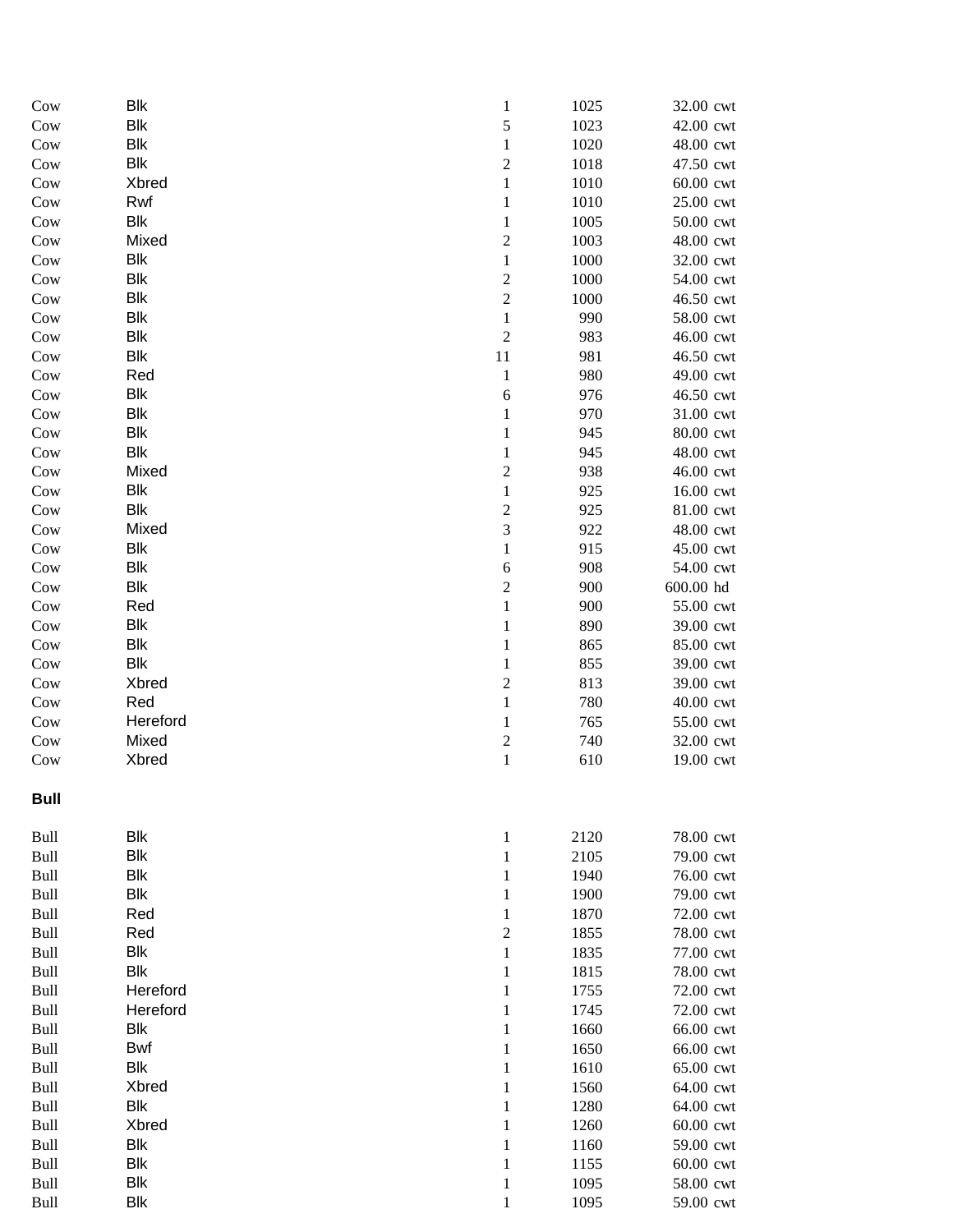| | | | | |
|---|---|---|---|---|
| Cow | Blk | 1 | 1025 | 32.00 cwt |
| Cow | Blk | 5 | 1023 | 42.00 cwt |
| Cow | Blk | 1 | 1020 | 48.00 cwt |
| Cow | Blk | 2 | 1018 | 47.50 cwt |
| Cow | Xbred | 1 | 1010 | 60.00 cwt |
| Cow | Rwf | 1 | 1010 | 25.00 cwt |
| Cow | Blk | 1 | 1005 | 50.00 cwt |
| Cow | Mixed | 2 | 1003 | 48.00 cwt |
| Cow | Blk | 1 | 1000 | 32.00 cwt |
| Cow | Blk | 2 | 1000 | 54.00 cwt |
| Cow | Blk | 2 | 1000 | 46.50 cwt |
| Cow | Blk | 1 | 990 | 58.00 cwt |
| Cow | Blk | 2 | 983 | 46.00 cwt |
| Cow | Blk | 11 | 981 | 46.50 cwt |
| Cow | Red | 1 | 980 | 49.00 cwt |
| Cow | Blk | 6 | 976 | 46.50 cwt |
| Cow | Blk | 1 | 970 | 31.00 cwt |
| Cow | Blk | 1 | 945 | 80.00 cwt |
| Cow | Blk | 1 | 945 | 48.00 cwt |
| Cow | Mixed | 2 | 938 | 46.00 cwt |
| Cow | Blk | 1 | 925 | 16.00 cwt |
| Cow | Blk | 2 | 925 | 81.00 cwt |
| Cow | Mixed | 3 | 922 | 48.00 cwt |
| Cow | Blk | 1 | 915 | 45.00 cwt |
| Cow | Blk | 6 | 908 | 54.00 cwt |
| Cow | Blk | 2 | 900 | 600.00 hd |
| Cow | Red | 1 | 900 | 55.00 cwt |
| Cow | Blk | 1 | 890 | 39.00 cwt |
| Cow | Blk | 1 | 865 | 85.00 cwt |
| Cow | Blk | 1 | 855 | 39.00 cwt |
| Cow | Xbred | 2 | 813 | 39.00 cwt |
| Cow | Red | 1 | 780 | 40.00 cwt |
| Cow | Hereford | 1 | 765 | 55.00 cwt |
| Cow | Mixed | 2 | 740 | 32.00 cwt |
| Cow | Xbred | 1 | 610 | 19.00 cwt |

**Bull**

| | | | | |
|---|---|---|---|---|
| Bull | Blk | 1 | 2120 | 78.00 cwt |
| Bull | Blk | 1 | 2105 | 79.00 cwt |
| Bull | Blk | 1 | 1940 | 76.00 cwt |
| Bull | Blk | 1 | 1900 | 79.00 cwt |
| Bull | Red | 1 | 1870 | 72.00 cwt |
| Bull | Red | 2 | 1855 | 78.00 cwt |
| Bull | Blk | 1 | 1835 | 77.00 cwt |
| Bull | Blk | 1 | 1815 | 78.00 cwt |
| Bull | Hereford | 1 | 1755 | 72.00 cwt |
| Bull | Hereford | 1 | 1745 | 72.00 cwt |
| Bull | Blk | 1 | 1660 | 66.00 cwt |
| Bull | Bwf | 1 | 1650 | 66.00 cwt |
| Bull | Blk | 1 | 1610 | 65.00 cwt |
| Bull | Xbred | 1 | 1560 | 64.00 cwt |
| Bull | Blk | 1 | 1280 | 64.00 cwt |
| Bull | Xbred | 1 | 1260 | 60.00 cwt |
| Bull | Blk | 1 | 1160 | 59.00 cwt |
| Bull | Blk | 1 | 1155 | 60.00 cwt |
| Bull | Blk | 1 | 1095 | 58.00 cwt |
| Bull | Blk | 1 | 1095 | 59.00 cwt |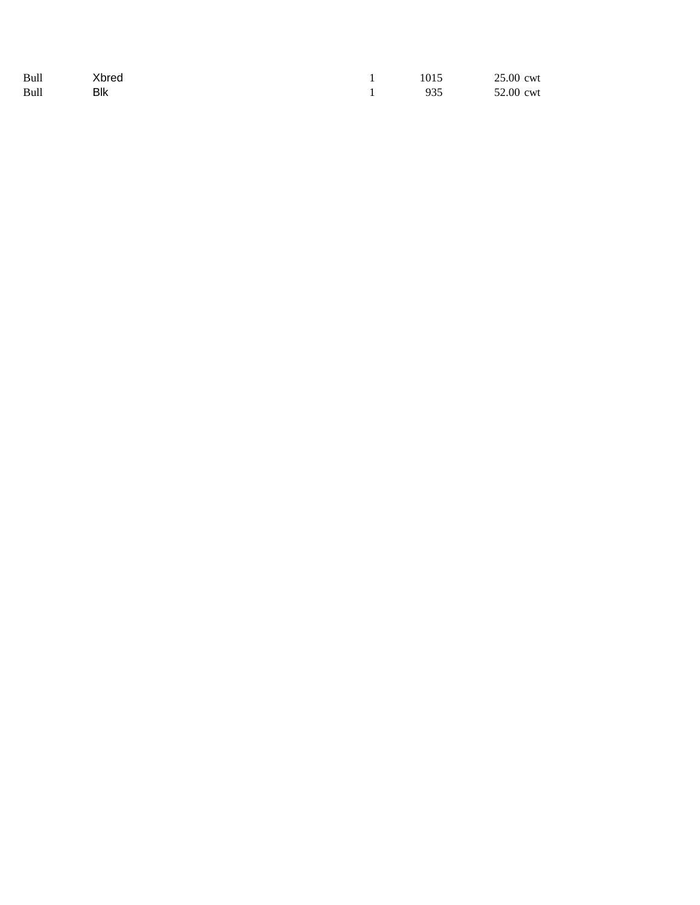| | | | | | |
|---|---|---|---|---|---|
| Bull | Xbred | 1 | 1015 | 25.00 | cwt |
| Bull | Blk | 1 | 935 | 52.00 | cwt |